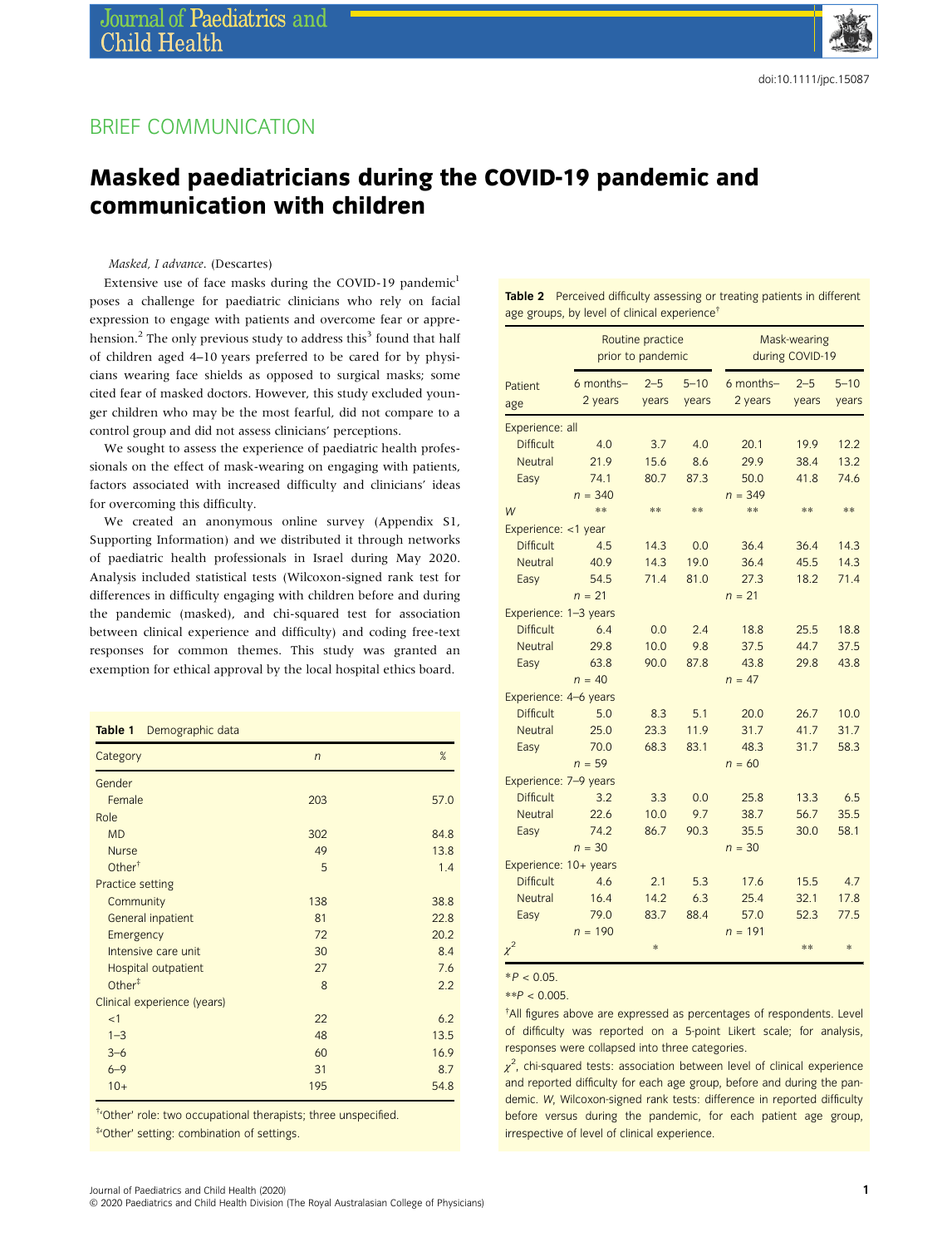doi:10.1111/jpc.15087

BRIEF COMMUNICATION

# Masked paediatricians during the COVID-19 pandemic and communication with children

*Masked, I advance.* (Descartes)

Extensive use of face masks during the COVID-19 pandemic[1] poses a challenge for paediatric clinicians who rely on facial expression to engage with patients and overcome fear or apprehension.[2] The only previous study to address this[3] found that half of children aged 4–10 years preferred to be cared for by physicians wearing face shields as opposed to surgical masks; some cited fear of masked doctors. However, this study excluded younger children who may be the most fearful, did not compare to a control group and did not assess clinicians' perceptions.

We sought to assess the experience of paediatric health professionals on the effect of mask-wearing on engaging with patients, factors associated with increased difficulty and clinicians' ideas for overcoming this difficulty.

We created an anonymous online survey (Appendix S1, Supporting Information) and we distributed it through networks of paediatric health professionals in Israel during May 2020. Analysis included statistical tests (Wilcoxon-signed rank test for differences in difficulty engaging with children before and during the pandemic (masked), and chi-squared test for association between clinical experience and difficulty) and coding free-text responses for common themes. This study was granted an exemption for ethical approval by the local hospital ethics board.

**Table 1** Demographic data

| Category | *n* | % |
|---|---|---|
| Gender | | |
| Female | 203 | 57.0 |
| Role | | |
| MD | 302 | 84.8 |
| Nurse | 49 | 13.8 |
| Other[†] | 5 | 1.4 |
| Practice setting | | |
| Community | 138 | 38.8 |
| General inpatient | 81 | 22.8 |
| Emergency | 72 | 20.2 |
| Intensive care unit | 30 | 8.4 |
| Hospital outpatient | 27 | 7.6 |
| Other[‡] | 8 | 2.2 |
| Clinical experience (years) | | |
| <1 | 22 | 6.2 |
| 1–3 | 48 | 13.5 |
| 3–6 | 60 | 16.9 |
| 6–9 | 31 | 8.7 |
| 10+ | 195 | 54.8 |

[†]'Other' role: two occupational therapists; three unspecified.
[‡]'Other' setting: combination of settings.

**Table 2** Perceived difficulty assessing or treating patients in different age groups, by level of clinical experience[†]

| | Routine practice prior to pandemic | | | Mask-wearing during COVID-19 | | |
|---|---|---|---|---|---|---|
| Patient age | 6 months–2 years | 2–5 years | 5–10 years | 6 months–2 years | 2–5 years | 5–10 years |
| Experience: all | | | | | | |
| Difficult | 4.0 | 3.7 | 4.0 | 20.1 | 19.9 | 12.2 |
| Neutral | 21.9 | 15.6 | 8.6 | 29.9 | 38.4 | 13.2 |
| Easy | 74.1 | 80.7 | 87.3 | 50.0 | 41.8 | 74.6 |
| | *n* = 340 | | | *n* = 349 | | |
| *W* | ** | ** | ** | ** | ** | ** |
| Experience: <1 year | | | | | | |
| Difficult | 4.5 | 14.3 | 0.0 | 36.4 | 36.4 | 14.3 |
| Neutral | 40.9 | 14.3 | 19.0 | 36.4 | 45.5 | 14.3 |
| Easy | 54.5 | 71.4 | 81.0 | 27.3 | 18.2 | 71.4 |
| | *n* = 21 | | | *n* = 21 | | |
| Experience: 1–3 years | | | | | | |
| Difficult | 6.4 | 0.0 | 2.4 | 18.8 | 25.5 | 18.8 |
| Neutral | 29.8 | 10.0 | 9.8 | 37.5 | 44.7 | 37.5 |
| Easy | 63.8 | 90.0 | 87.8 | 43.8 | 29.8 | 43.8 |
| | *n* = 40 | | | *n* = 47 | | |
| Experience: 4–6 years | | | | | | |
| Difficult | 5.0 | 8.3 | 5.1 | 20.0 | 26.7 | 10.0 |
| Neutral | 25.0 | 23.3 | 11.9 | 31.7 | 41.7 | 31.7 |
| Easy | 70.0 | 68.3 | 83.1 | 48.3 | 31.7 | 58.3 |
| | *n* = 59 | | | *n* = 60 | | |
| Experience: 7–9 years | | | | | | |
| Difficult | 3.2 | 3.3 | 0.0 | 25.8 | 13.3 | 6.5 |
| Neutral | 22.6 | 10.0 | 9.7 | 38.7 | 56.7 | 35.5 |
| Easy | 74.2 | 86.7 | 90.3 | 35.5 | 30.0 | 58.1 |
| | *n* = 30 | | | *n* = 30 | | |
| Experience: 10+ years | | | | | | |
| Difficult | 4.6 | 2.1 | 5.3 | 17.6 | 15.5 | 4.7 |
| Neutral | 16.4 | 14.2 | 6.3 | 25.4 | 32.1 | 17.8 |
| Easy | 79.0 | 83.7 | 88.4 | 57.0 | 52.3 | 77.5 |
| | *n* = 190 | | | *n* = 191 | | |
| $\chi^2$ | | * | | | ** | * |

*$P < 0.05$.
**$P < 0.005$.
[†]All figures above are expressed as percentages of respondents. Level of difficulty was reported on a 5-point Likert scale; for analysis, responses were collapsed into three categories.
$\chi^2$, chi-squared tests: association between level of clinical experience and reported difficulty for each age group, before and during the pandemic. *W*, Wilcoxon-signed rank tests: difference in reported difficulty before versus during the pandemic, for each patient age group, irrespective of level of clinical experience.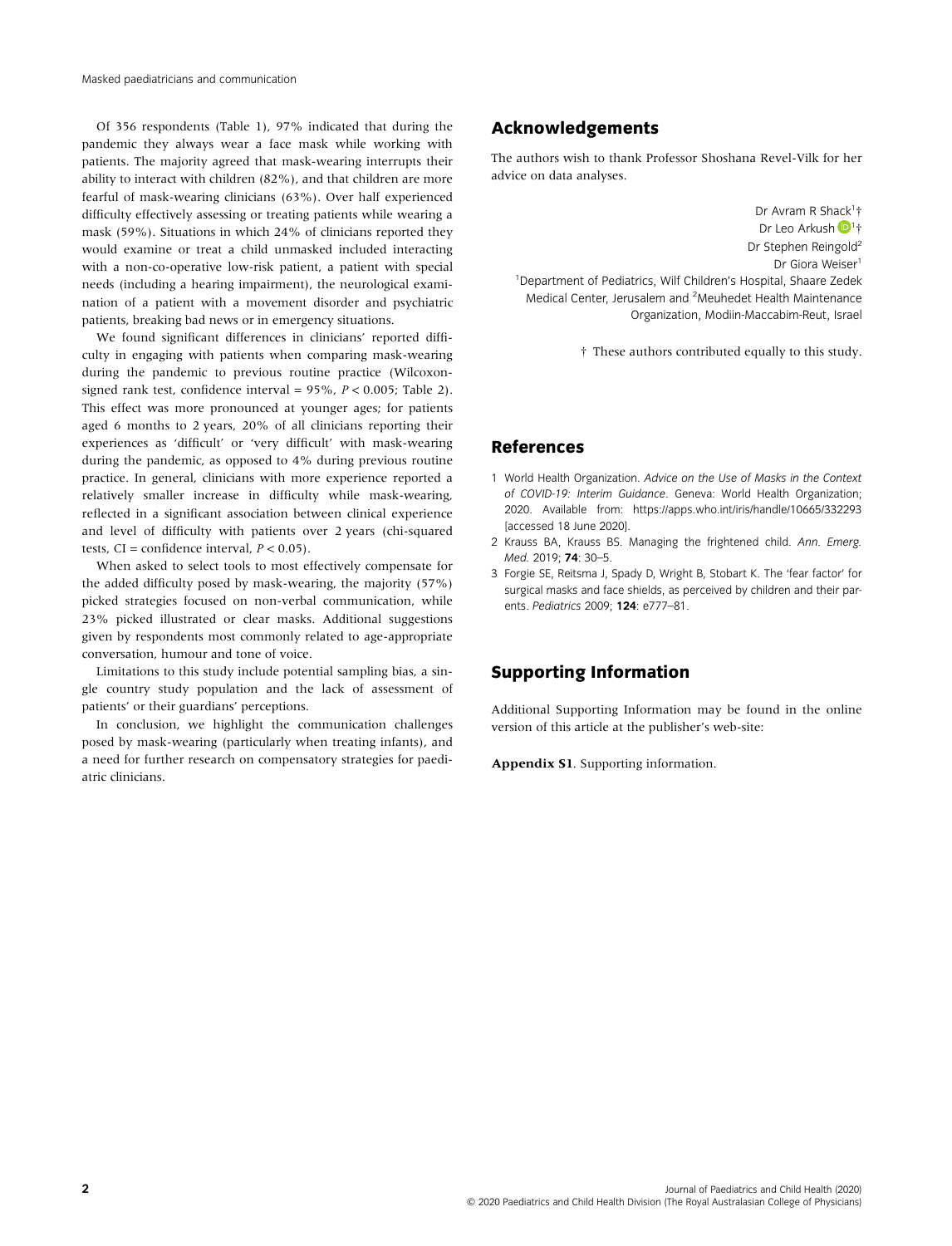Of 356 respondents (Table 1), 97% indicated that during the pandemic they always wear a face mask while working with patients. The majority agreed that mask-wearing interrupts their ability to interact with children (82%), and that children are more fearful of mask-wearing clinicians (63%). Over half experienced difficulty effectively assessing or treating patients while wearing a mask (59%). Situations in which 24% of clinicians reported they would examine or treat a child unmasked included interacting with a non-co-operative low-risk patient, a patient with special needs (including a hearing impairment), the neurological examination of a patient with a movement disorder and psychiatric patients, breaking bad news or in emergency situations.

We found significant differences in clinicians' reported difficulty in engaging with patients when comparing mask-wearing during the pandemic to previous routine practice (Wilcoxon-signed rank test, confidence interval = 95%, $P < 0.005$; Table 2). This effect was more pronounced at younger ages; for patients aged 6 months to 2 years, 20% of all clinicians reporting their experiences as 'difficult' or 'very difficult' with mask-wearing during the pandemic, as opposed to 4% during previous routine practice. In general, clinicians with more experience reported a relatively smaller increase in difficulty while mask-wearing, reflected in a significant association between clinical experience and level of difficulty with patients over 2 years (chi-squared tests, CI = confidence interval, $P < 0.05$).

When asked to select tools to most effectively compensate for the added difficulty posed by mask-wearing, the majority (57%) picked strategies focused on non-verbal communication, while 23% picked illustrated or clear masks. Additional suggestions given by respondents most commonly related to age-appropriate conversation, humour and tone of voice.

Limitations to this study include potential sampling bias, a single country study population and the lack of assessment of patients' or their guardians' perceptions.

In conclusion, we highlight the communication challenges posed by mask-wearing (particularly when treating infants), and a need for further research on compensatory strategies for paediatric clinicians.

## Acknowledgements

The authors wish to thank Professor Shoshana Revel-Vilk for her advice on data analyses.

Dr Avram R Shack[1]†
Dr Leo Arkush[1]†
Dr Stephen Reingold[2]
Dr Giora Weiser[1]

[1]Department of Pediatrics, Wilf Children's Hospital, Shaare Zedek Medical Center, Jerusalem and [2]Meuhedet Health Maintenance Organization, Modiin-Maccabim-Reut, Israel

† These authors contributed equally to this study.

## References

1 World Health Organization. *Advice on the Use of Masks in the Context of COVID-19: Interim Guidance*. Geneva: World Health Organization; 2020. Available from: https://apps.who.int/iris/handle/10665/332293 [accessed 18 June 2020].

2 Krauss BA, Krauss BS. Managing the frightened child. *Ann. Emerg. Med.* 2019; **74**: 30–5.

3 Forgie SE, Reitsma J, Spady D, Wright B, Stobart K. The 'fear factor' for surgical masks and face shields, as perceived by children and their parents. *Pediatrics* 2009; **124**: e777–81.

## Supporting Information

Additional Supporting Information may be found in the online version of this article at the publisher's web-site:

**Appendix S1**. Supporting information.